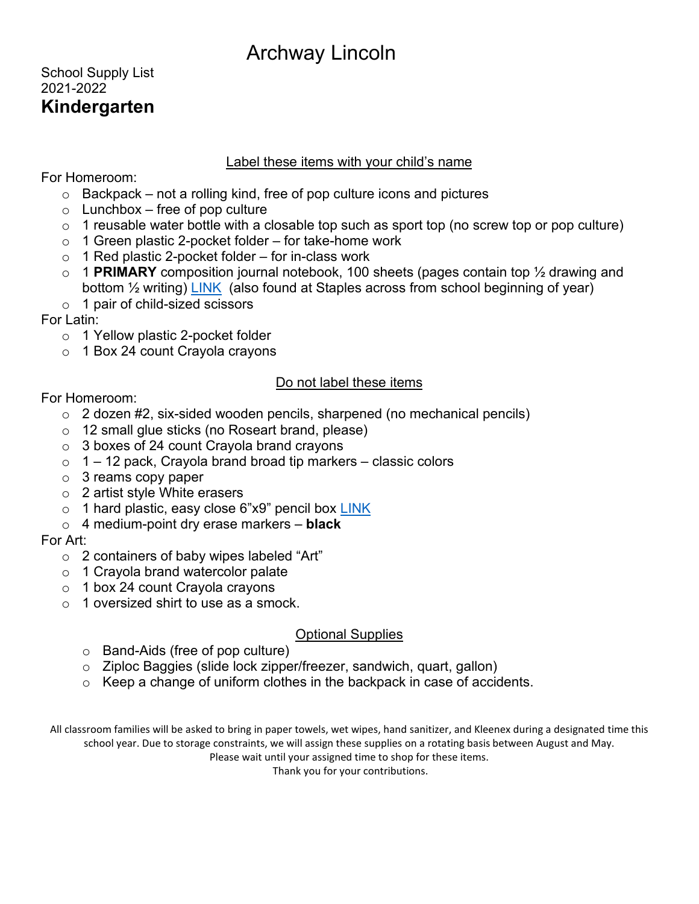# Archway Lincoln

School Supply List
2021-2022

## Kindergarten

### Label these items with your child's name

For Homeroom:

- Backpack – not a rolling kind, free of pop culture icons and pictures
- Lunchbox – free of pop culture
- 1 reusable water bottle with a closable top such as sport top (no screw top or pop culture)
- 1 Green plastic 2-pocket folder – for take-home work
- 1 Red plastic 2-pocket folder – for in-class work
- 1 **PRIMARY** composition journal notebook, 100 sheets (pages contain top ½ drawing and bottom ½ writing) LINK (also found at Staples across from school beginning of year)
- 1 pair of child-sized scissors

For Latin:

- 1 Yellow plastic 2-pocket folder
- 1 Box 24 count Crayola crayons

### Do not label these items

For Homeroom:

- 2 dozen #2, six-sided wooden pencils, sharpened (no mechanical pencils)
- 12 small glue sticks (no Roseart brand, please)
- 3 boxes of 24 count Crayola brand crayons
- 1 – 12 pack, Crayola brand broad tip markers – classic colors
- 3 reams copy paper
- 2 artist style White erasers
- 1 hard plastic, easy close 6"x9" pencil box LINK
- 4 medium-point dry erase markers – **black**

For Art:

- 2 containers of baby wipes labeled "Art"
- 1 Crayola brand watercolor palate
- 1 box 24 count Crayola crayons
- 1 oversized shirt to use as a smock.

### Optional Supplies

- Band-Aids (free of pop culture)
- Ziploc Baggies (slide lock zipper/freezer, sandwich, quart, gallon)
- Keep a change of uniform clothes in the backpack in case of accidents.

All classroom families will be asked to bring in paper towels, wet wipes, hand sanitizer, and Kleenex during a designated time this school year. Due to storage constraints, we will assign these supplies on a rotating basis between August and May.
Please wait until your assigned time to shop for these items.
Thank you for your contributions.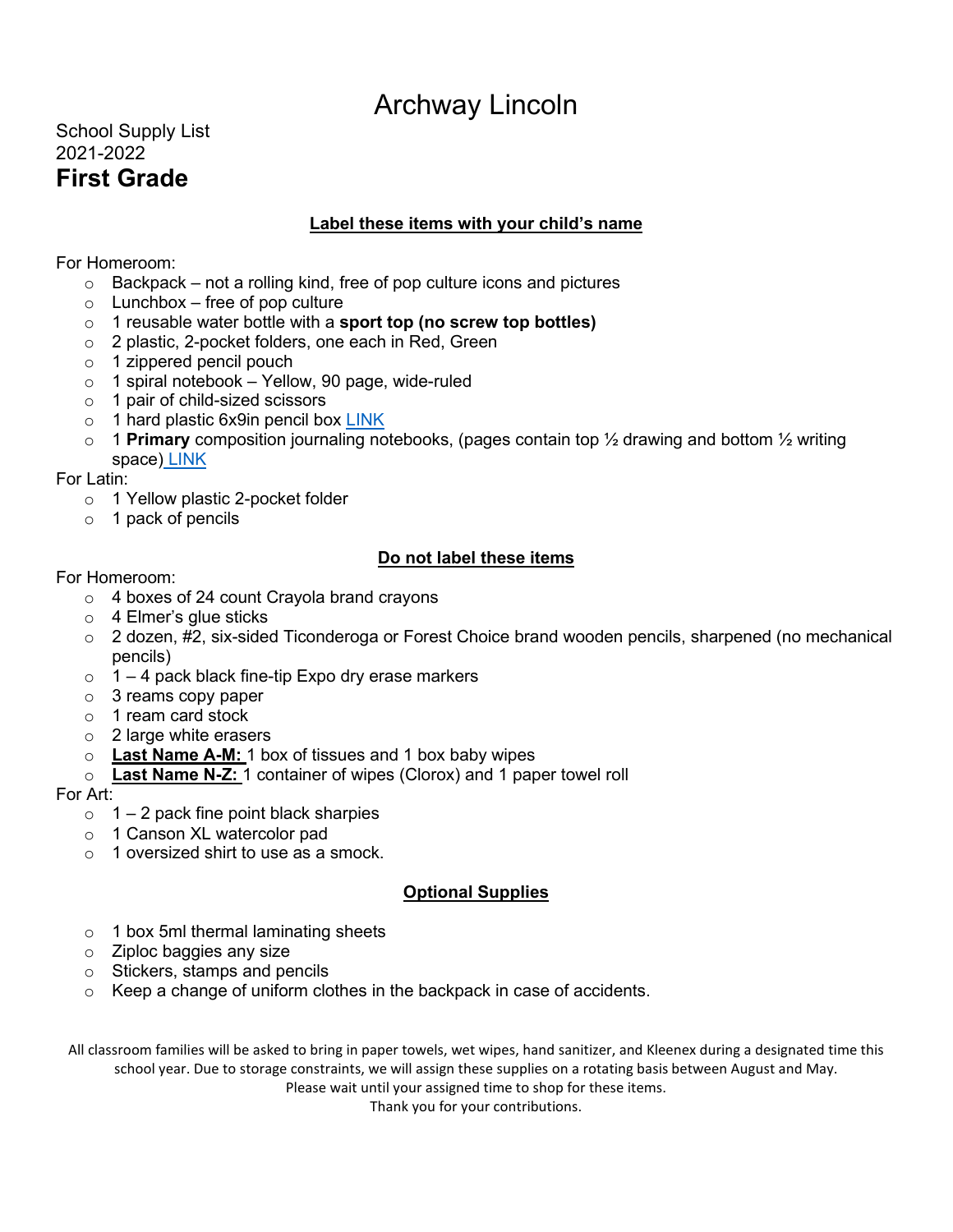# Archway Lincoln

School Supply List
2021-2022

## First Grade

### Label these items with your child's name

For Homeroom:

- Backpack – not a rolling kind, free of pop culture icons and pictures
- Lunchbox – free of pop culture
- 1 reusable water bottle with a **sport top (no screw top bottles)**
- 2 plastic, 2-pocket folders, one each in Red, Green
- 1 zippered pencil pouch
- 1 spiral notebook – Yellow, 90 page, wide-ruled
- 1 pair of child-sized scissors
- 1 hard plastic 6x9in pencil box LINK
- 1 **Primary** composition journaling notebooks, (pages contain top ½ drawing and bottom ½ writing space) LINK

For Latin:

- 1 Yellow plastic 2-pocket folder
- 1 pack of pencils

### Do not label these items

For Homeroom:

- 4 boxes of 24 count Crayola brand crayons
- 4 Elmer's glue sticks
- 2 dozen, #2, six-sided Ticonderoga or Forest Choice brand wooden pencils, sharpened (no mechanical pencils)
- 1 – 4 pack black fine-tip Expo dry erase markers
- 3 reams copy paper
- 1 ream card stock
- 2 large white erasers
- **Last Name A-M:** 1 box of tissues and 1 box baby wipes
- **Last Name N-Z:** 1 container of wipes (Clorox) and 1 paper towel roll

For Art:

- 1 – 2 pack fine point black sharpies
- 1 Canson XL watercolor pad
- 1 oversized shirt to use as a smock.

### Optional Supplies

- 1 box 5ml thermal laminating sheets
- Ziploc baggies any size
- Stickers, stamps and pencils
- Keep a change of uniform clothes in the backpack in case of accidents.

All classroom families will be asked to bring in paper towels, wet wipes, hand sanitizer, and Kleenex during a designated time this school year. Due to storage constraints, we will assign these supplies on a rotating basis between August and May. Please wait until your assigned time to shop for these items. Thank you for your contributions.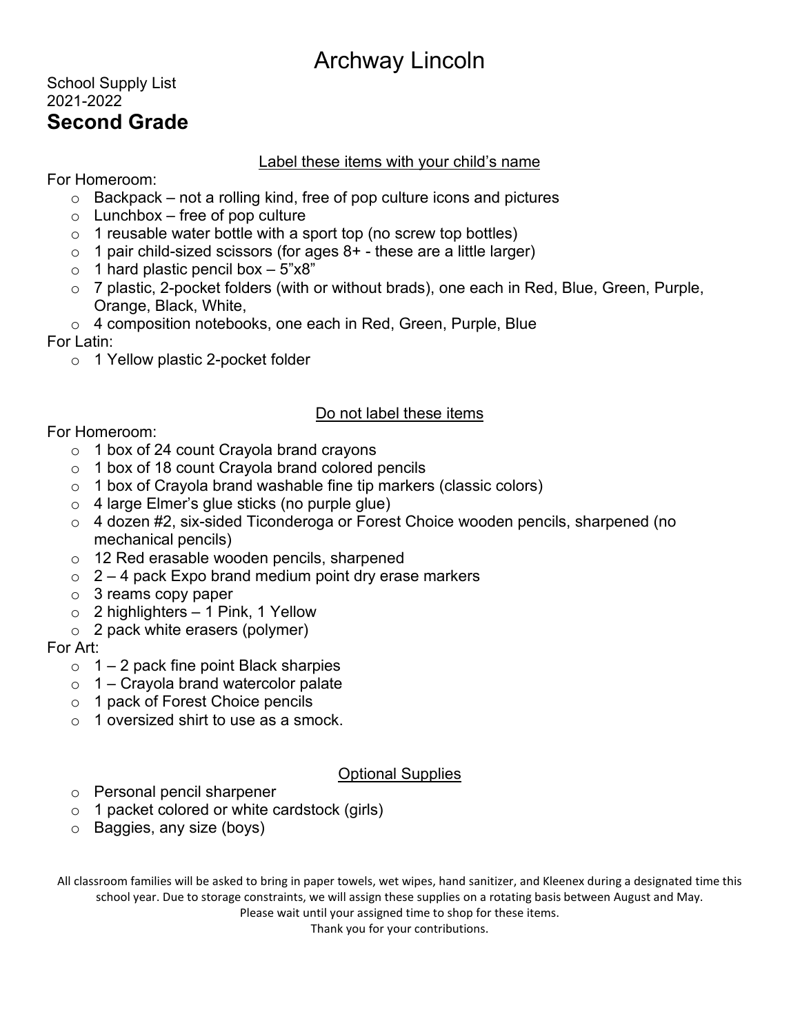# Archway Lincoln

School Supply List
2021-2022

## Second Grade

Label these items with your child's name

For Homeroom:

- Backpack – not a rolling kind, free of pop culture icons and pictures
- Lunchbox – free of pop culture
- 1 reusable water bottle with a sport top (no screw top bottles)
- 1 pair child-sized scissors (for ages 8+ - these are a little larger)
- 1 hard plastic pencil box – 5"x8"
- 7 plastic, 2-pocket folders (with or without brads), one each in Red, Blue, Green, Purple, Orange, Black, White,
- 4 composition notebooks, one each in Red, Green, Purple, Blue

For Latin:

- 1 Yellow plastic 2-pocket folder

Do not label these items

For Homeroom:

- 1 box of 24 count Crayola brand crayons
- 1 box of 18 count Crayola brand colored pencils
- 1 box of Crayola brand washable fine tip markers (classic colors)
- 4 large Elmer's glue sticks (no purple glue)
- 4 dozen #2, six-sided Ticonderoga or Forest Choice wooden pencils, sharpened (no mechanical pencils)
- 12 Red erasable wooden pencils, sharpened
- 2 – 4 pack Expo brand medium point dry erase markers
- 3 reams copy paper
- 2 highlighters – 1 Pink, 1 Yellow
- 2 pack white erasers (polymer)

For Art:

- 1 – 2 pack fine point Black sharpies
- 1 – Crayola brand watercolor palate
- 1 pack of Forest Choice pencils
- 1 oversized shirt to use as a smock.

Optional Supplies

- Personal pencil sharpener
- 1 packet colored or white cardstock (girls)
- Baggies, any size (boys)

All classroom families will be asked to bring in paper towels, wet wipes, hand sanitizer, and Kleenex during a designated time this school year. Due to storage constraints, we will assign these supplies on a rotating basis between August and May.
Please wait until your assigned time to shop for these items.
Thank you for your contributions.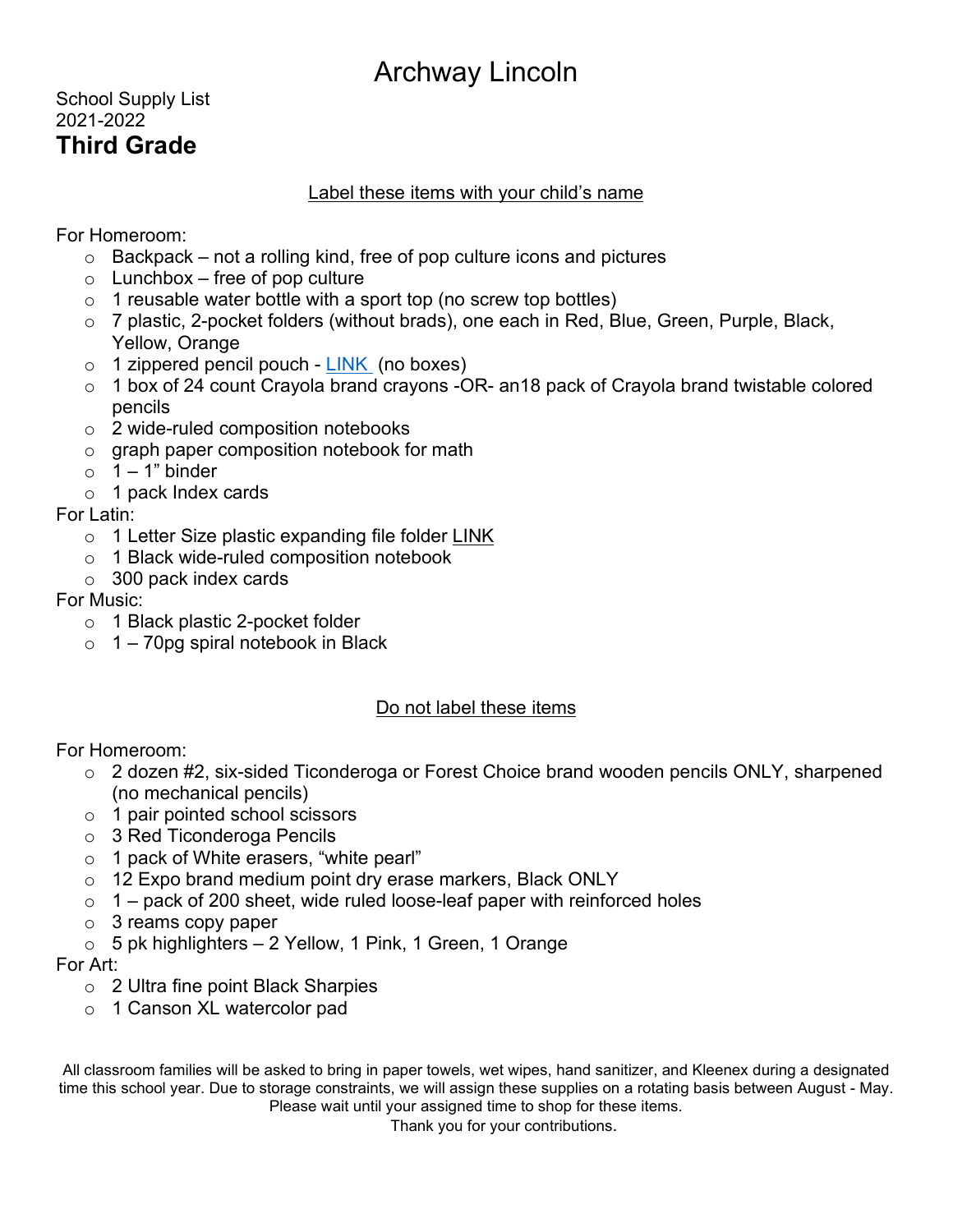# Archway Lincoln

School Supply List
2021-2022
## Third Grade

Label these items with your child's name

For Homeroom:

- Backpack – not a rolling kind, free of pop culture icons and pictures
- Lunchbox – free of pop culture
- 1 reusable water bottle with a sport top (no screw top bottles)
- 7 plastic, 2-pocket folders (without brads), one each in Red, Blue, Green, Purple, Black, Yellow, Orange
- 1 zippered pencil pouch - LINK (no boxes)
- 1 box of 24 count Crayola brand crayons -OR- an18 pack of Crayola brand twistable colored pencils
- 2 wide-ruled composition notebooks
- graph paper composition notebook for math
- 1 – 1" binder
- 1 pack Index cards

For Latin:

- 1 Letter Size plastic expanding file folder LINK
- 1 Black wide-ruled composition notebook
- 300 pack index cards

For Music:

- 1 Black plastic 2-pocket folder
- 1 – 70pg spiral notebook in Black

Do not label these items

For Homeroom:

- 2 dozen #2, six-sided Ticonderoga or Forest Choice brand wooden pencils ONLY, sharpened (no mechanical pencils)
- 1 pair pointed school scissors
- 3 Red Ticonderoga Pencils
- 1 pack of White erasers, "white pearl"
- 12 Expo brand medium point dry erase markers, Black ONLY
- 1 – pack of 200 sheet, wide ruled loose-leaf paper with reinforced holes
- 3 reams copy paper
- 5 pk highlighters – 2 Yellow, 1 Pink, 1 Green, 1 Orange

For Art:

- 2 Ultra fine point Black Sharpies
- 1 Canson XL watercolor pad

All classroom families will be asked to bring in paper towels, wet wipes, hand sanitizer, and Kleenex during a designated time this school year. Due to storage constraints, we will assign these supplies on a rotating basis between August - May. Please wait until your assigned time to shop for these items.

Thank you for your contributions.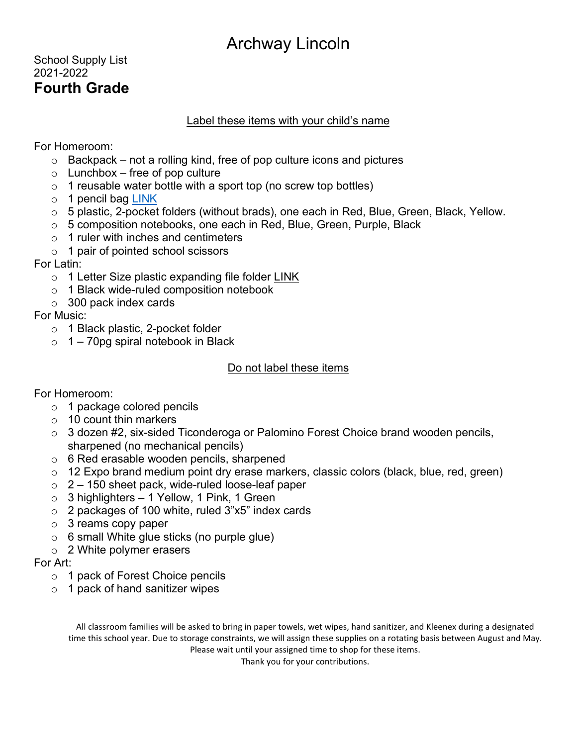# Archway Lincoln

School Supply List
2021-2022

## Fourth Grade

Label these items with your child's name

For Homeroom:

- Backpack – not a rolling kind, free of pop culture icons and pictures
- Lunchbox – free of pop culture
- 1 reusable water bottle with a sport top (no screw top bottles)
- 1 pencil bag LINK
- 5 plastic, 2-pocket folders (without brads), one each in Red, Blue, Green, Black, Yellow.
- 5 composition notebooks, one each in Red, Blue, Green, Purple, Black
- 1 ruler with inches and centimeters
- 1 pair of pointed school scissors

For Latin:

- 1 Letter Size plastic expanding file folder LINK
- 1 Black wide-ruled composition notebook
- 300 pack index cards

For Music:

- 1 Black plastic, 2-pocket folder
- 1 – 70pg spiral notebook in Black

Do not label these items

For Homeroom:

- 1 package colored pencils
- 10 count thin markers
- 3 dozen #2, six-sided Ticonderoga or Palomino Forest Choice brand wooden pencils, sharpened (no mechanical pencils)
- 6 Red erasable wooden pencils, sharpened
- 12 Expo brand medium point dry erase markers, classic colors (black, blue, red, green)
- 2 – 150 sheet pack, wide-ruled loose-leaf paper
- 3 highlighters – 1 Yellow, 1 Pink, 1 Green
- 2 packages of 100 white, ruled 3"x5" index cards
- 3 reams copy paper
- 6 small White glue sticks (no purple glue)
- 2 White polymer erasers

For Art:

- 1 pack of Forest Choice pencils
- 1 pack of hand sanitizer wipes

All classroom families will be asked to bring in paper towels, wet wipes, hand sanitizer, and Kleenex during a designated time this school year. Due to storage constraints, we will assign these supplies on a rotating basis between August and May. Please wait until your assigned time to shop for these items.

Thank you for your contributions.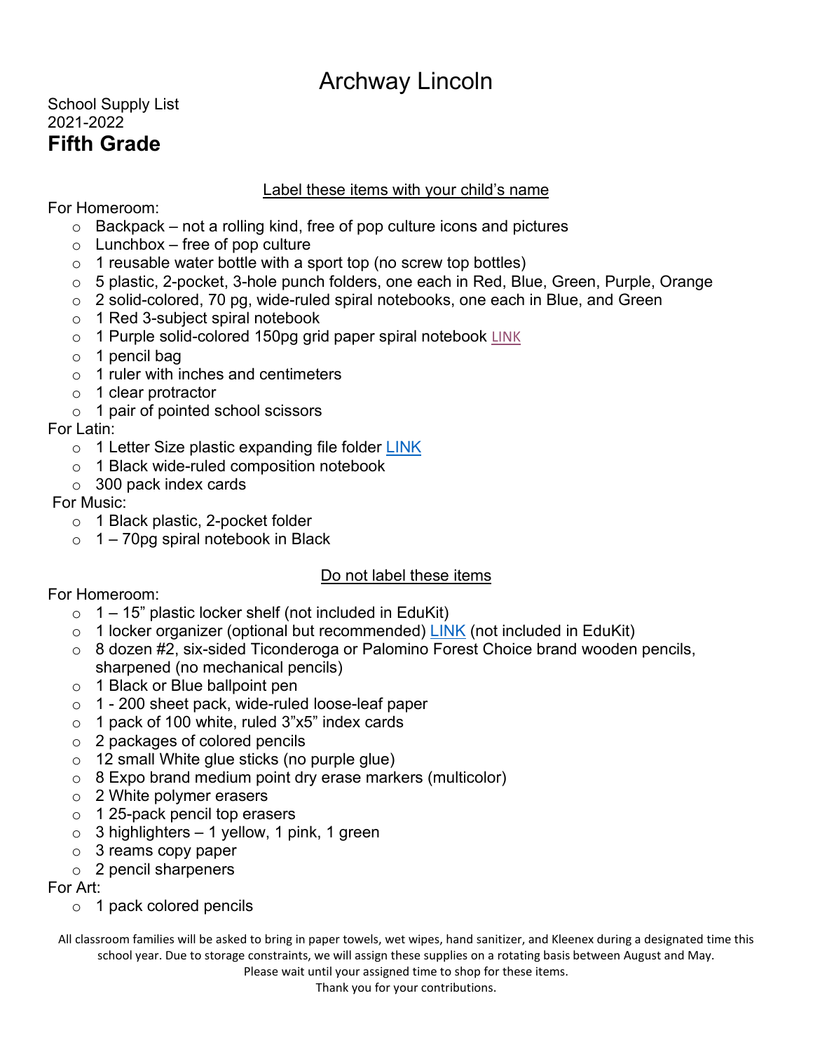# Archway Lincoln

School Supply List
2021-2022

## Fifth Grade

Label these items with your child's name

For Homeroom:

- Backpack – not a rolling kind, free of pop culture icons and pictures
- Lunchbox – free of pop culture
- 1 reusable water bottle with a sport top (no screw top bottles)
- 5 plastic, 2-pocket, 3-hole punch folders, one each in Red, Blue, Green, Purple, Orange
- 2 solid-colored, 70 pg, wide-ruled spiral notebooks, one each in Blue, and Green
- 1 Red 3-subject spiral notebook
- 1 Purple solid-colored 150pg grid paper spiral notebook LINK
- 1 pencil bag
- 1 ruler with inches and centimeters
- 1 clear protractor
- 1 pair of pointed school scissors

For Latin:

- 1 Letter Size plastic expanding file folder LINK
- 1 Black wide-ruled composition notebook
- 300 pack index cards

For Music:

- 1 Black plastic, 2-pocket folder
- 1 – 70pg spiral notebook in Black

Do not label these items

For Homeroom:

- 1 – 15" plastic locker shelf (not included in EduKit)
- 1 locker organizer (optional but recommended) LINK (not included in EduKit)
- 8 dozen #2, six-sided Ticonderoga or Palomino Forest Choice brand wooden pencils, sharpened (no mechanical pencils)
- 1 Black or Blue ballpoint pen
- 1 - 200 sheet pack, wide-ruled loose-leaf paper
- 1 pack of 100 white, ruled 3"x5" index cards
- 2 packages of colored pencils
- 12 small White glue sticks (no purple glue)
- 8 Expo brand medium point dry erase markers (multicolor)
- 2 White polymer erasers
- 1 25-pack pencil top erasers
- 3 highlighters – 1 yellow, 1 pink, 1 green
- 3 reams copy paper
- 2 pencil sharpeners

For Art:

- 1 pack colored pencils

All classroom families will be asked to bring in paper towels, wet wipes, hand sanitizer, and Kleenex during a designated time this school year. Due to storage constraints, we will assign these supplies on a rotating basis between August and May. Please wait until your assigned time to shop for these items.
Thank you for your contributions.